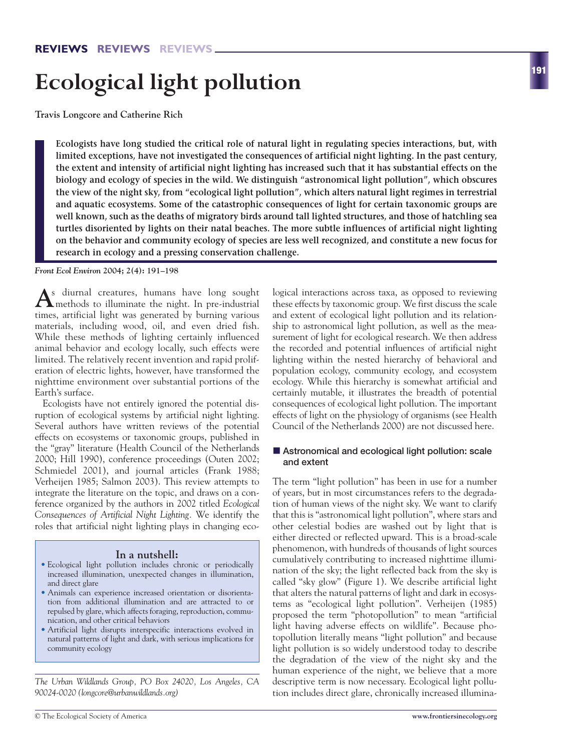# Ecological light pollution

**Travis Longcore and Catherine Rich**

**Ecologists have long studied the critical role of natural light in regulating species interactions, but, with limited exceptions, have not investigated the consequences of artificial night lighting. In the past century, the extent and intensity of artificial night lighting has increased such that it has substantial effects on the biology and ecology of species in the wild. We distinguish "astronomical light pollution", which obscures the view of the night sky, from "ecological light pollution", which alters natural light regimes in terrestrial and aquatic ecosystems. Some of the catastrophic consequences of light for certain taxonomic groups are well known, such as the deaths of migratory birds around tall lighted structures, and those of hatchling sea turtles disoriented by lights on their natal beaches. The more subtle influences of artificial night lighting on the behavior and community ecology of species are less well recognized, and constitute a new focus for research in ecology and a pressing conservation challenge.**

*Front Ecol Environ* **2004; 2(4): 191–198**

As diurnal creatures, humans have long sought methods to illuminate the night. In pre-industrial times, artificial light was generated by burning various materials, including wood, oil, and even dried fish. While these methods of lighting certainly influenced animal behavior and ecology locally, such effects were limited. The relatively recent invention and rapid proliferation of electric lights, however, have transformed the nighttime environment over substantial portions of the Earth's surface.

Ecologists have not entirely ignored the potential disruption of ecological systems by artificial night lighting. Several authors have written reviews of the potential effects on ecosystems or taxonomic groups, published in the "gray" literature (Health Council of the Netherlands 2000; Hill 1990), conference proceedings (Outen 2002; Schmiedel 2001), and journal articles (Frank 1988; Verheijen 1985; Salmon 2003). This review attempts to integrate the literature on the topic, and draws on a conference organized by the authors in 2002 titled *Ecological Consequences of Artificial Night Lighting.* We identify the roles that artificial night lighting plays in changing ecological interactions across taxa, as opposed to reviewing these effects by taxonomic group. We first discuss the scale and extent of ecological light pollution and its relationship to astronomical light pollution, as well as the measurement of light for ecological research. We then address the recorded and potential influences of artificial night lighting within the nested hierarchy of behavioral and population ecology, community ecology, and ecosystem ecology. While this hierarchy is somewhat artificial and certainly mutable, it illustrates the breadth of potential consequences of ecological light pollution. The important effects of light on the physiology of organisms (see Health Council of the Netherlands 2000) are not discussed here.

> **In a nutshell:**
> - Ecological light pollution includes chronic or periodically increased illumination, unexpected changes in illumination, and direct glare
> - Animals can experience increased orientation or disorientation from additional illumination and are attracted to or repulsed by glare, which affects foraging, reproduction, communication, and other critical behaviors
> - Artificial light disrupts interspecific interactions evolved in natural patterns of light and dark, with serious implications for community ecology

*The Urban Wildlands Group, PO Box 24020, Los Angeles, CA 90024-0020 (longcore@urbanwildlands.org)*

## Astronomical and ecological light pollution: scale and extent

The term "light pollution" has been in use for a number of years, but in most circumstances refers to the degradation of human views of the night sky. We want to clarify that this is "astronomical light pollution", where stars and other celestial bodies are washed out by light that is either directed or reflected upward. This is a broad-scale phenomenon, with hundreds of thousands of light sources cumulatively contributing to increased nighttime illumination of the sky; the light reflected back from the sky is called "sky glow" (Figure 1). We describe artificial light that alters the natural patterns of light and dark in ecosystems as "ecological light pollution". Verheijen (1985) proposed the term "photopollution" to mean "artificial light having adverse effects on wildlife". Because photopollution literally means "light pollution" and because light pollution is so widely understood today to describe the degradation of the view of the night sky and the human experience of the night, we believe that a more descriptive term is now necessary. Ecological light pollution includes direct glare, chronically increased illumina-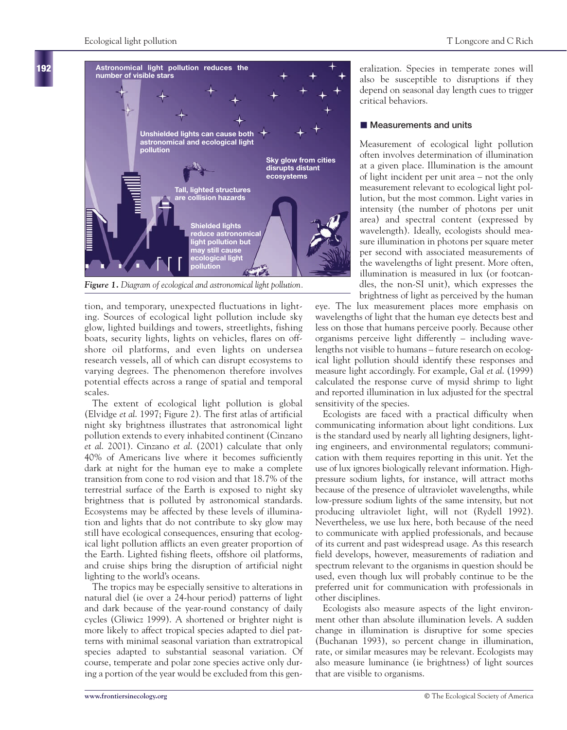*Figure 1. Diagram of ecological and astronomical light pollution.*

tion, and temporary, unexpected fluctuations in lighting. Sources of ecological light pollution include sky glow, lighted buildings and towers, streetlights, fishing boats, security lights, lights on vehicles, flares on offshore oil platforms, and even lights on undersea research vessels, all of which can disrupt ecosystems to varying degrees. The phenomenon therefore involves potential effects across a range of spatial and temporal scales.

The extent of ecological light pollution is global (Elvidge *et al.* 1997; Figure 2). The first atlas of artificial night sky brightness illustrates that astronomical light pollution extends to every inhabited continent (Cinzano *et al.* 2001). Cinzano *et al.* (2001) calculate that only 40% of Americans live where it becomes sufficiently dark at night for the human eye to make a complete transition from cone to rod vision and that 18.7% of the terrestrial surface of the Earth is exposed to night sky brightness that is polluted by astronomical standards. Ecosystems may be affected by these levels of illumination and lights that do not contribute to sky glow may still have ecological consequences, ensuring that ecological light pollution afflicts an even greater proportion of the Earth. Lighted fishing fleets, offshore oil platforms, and cruise ships bring the disruption of artificial night lighting to the world's oceans.

The tropics may be especially sensitive to alterations in natural diel (ie over a 24-hour period) patterns of light and dark because of the year-round constancy of daily cycles (Gliwicz 1999). A shortened or brighter night is more likely to affect tropical species adapted to diel patterns with minimal seasonal variation than extratropical species adapted to substantial seasonal variation. Of course, temperate and polar zone species active only during a portion of the year would be excluded from this generalization. Species in temperate zones will also be susceptible to disruptions if they depend on seasonal day length cues to trigger critical behaviors.

## Measurements and units

Measurement of ecological light pollution often involves determination of illumination at a given place. Illumination is the amount of light incident per unit area – not the only measurement relevant to ecological light pollution, but the most common. Light varies in intensity (the number of photons per unit area) and spectral content (expressed by wavelength). Ideally, ecologists should measure illumination in photons per square meter per second with associated measurements of the wavelengths of light present. More often, illumination is measured in lux (or footcandles, the non-SI unit), which expresses the brightness of light as perceived by the human eye. The lux measurement places more emphasis on wavelengths of light that the human eye detects best and less on those that humans perceive poorly. Because other organisms perceive light differently – including wavelengths not visible to humans – future research on ecological light pollution should identify these responses and measure light accordingly. For example, Gal *et al.* (1999) calculated the response curve of mysid shrimp to light and reported illumination in lux adjusted for the spectral sensitivity of the species.

Ecologists are faced with a practical difficulty when communicating information about light conditions. Lux is the standard used by nearly all lighting designers, lighting engineers, and environmental regulators; communication with them requires reporting in this unit. Yet the use of lux ignores biologically relevant information. High-pressure sodium lights, for instance, will attract moths because of the presence of ultraviolet wavelengths, while low-pressure sodium lights of the same intensity, but not producing ultraviolet light, will not (Rydell 1992). Nevertheless, we use lux here, both because of the need to communicate with applied professionals, and because of its current and past widespread usage. As this research field develops, however, measurements of radiation and spectrum relevant to the organisms in question should be used, even though lux will probably continue to be the preferred unit for communication with professionals in other disciplines.

Ecologists also measure aspects of the light environment other than absolute illumination levels. A sudden change in illumination is disruptive for some species (Buchanan 1993), so percent change in illumination, rate, or similar measures may be relevant. Ecologists may also measure luminance (ie brightness) of light sources that are visible to organisms.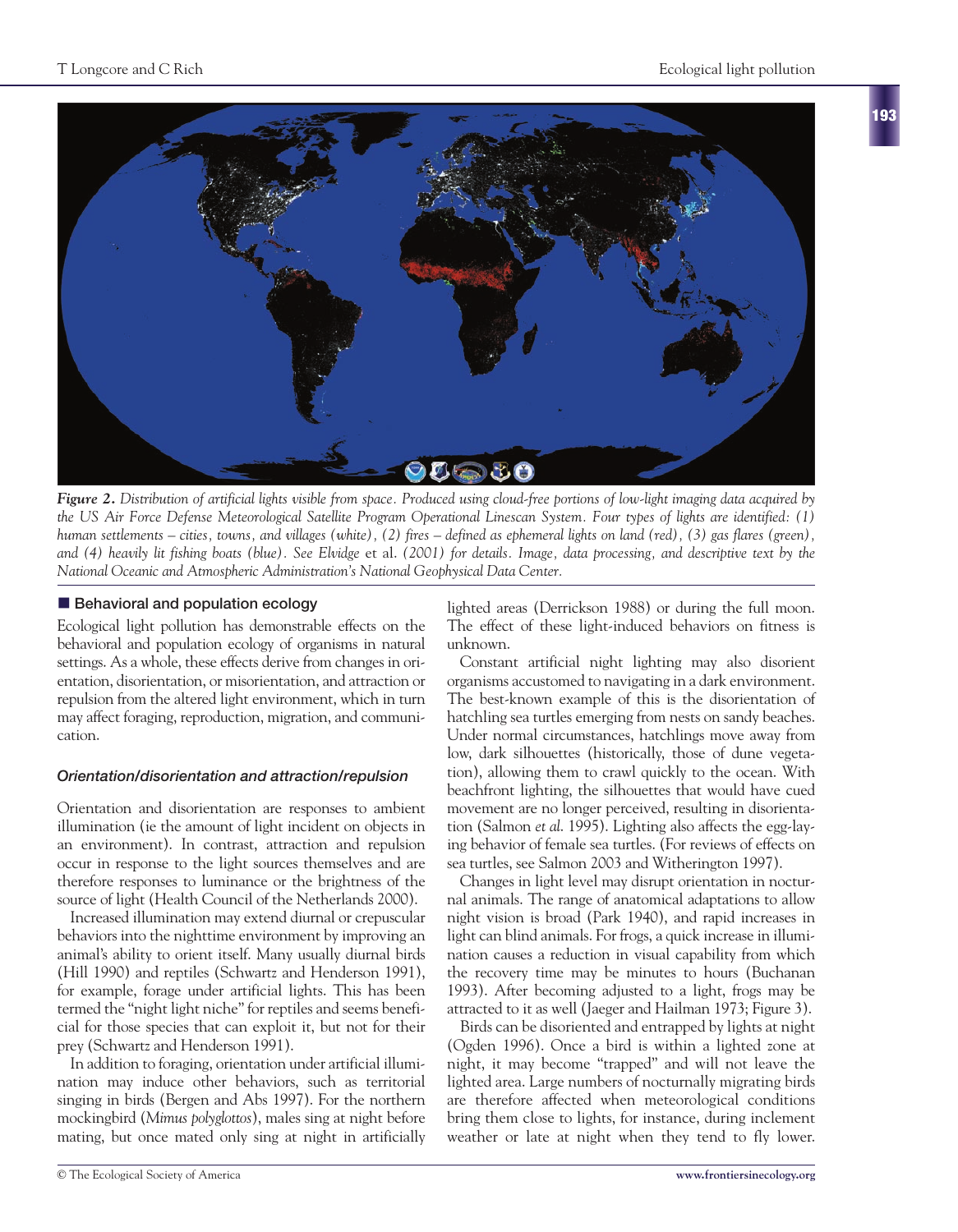*Figure 2. Distribution of artificial lights visible from space. Produced using cloud-free portions of low-light imaging data acquired by the US Air Force Defense Meteorological Satellite Program Operational Linescan System. Four types of lights are identified: (1) human settlements – cities, towns, and villages (white), (2) fires – defined as ephemeral lights on land (red), (3) gas flares (green), and (4) heavily lit fishing boats (blue). See Elvidge* et al. *(2001) for details. Image, data processing, and descriptive text by the National Oceanic and Atmospheric Administration's National Geophysical Data Center.*

## Behavioral and population ecology

Ecological light pollution has demonstrable effects on the behavioral and population ecology of organisms in natural settings. As a whole, these effects derive from changes in orientation, disorientation, or misorientation, and attraction or repulsion from the altered light environment, which in turn may affect foraging, reproduction, migration, and communication.

### *Orientation/disorientation and attraction/repulsion*

Orientation and disorientation are responses to ambient illumination (ie the amount of light incident on objects in an environment). In contrast, attraction and repulsion occur in response to the light sources themselves and are therefore responses to luminance or the brightness of the source of light (Health Council of the Netherlands 2000).

Increased illumination may extend diurnal or crepuscular behaviors into the nighttime environment by improving an animal's ability to orient itself. Many usually diurnal birds (Hill 1990) and reptiles (Schwartz and Henderson 1991), for example, forage under artificial lights. This has been termed the "night light niche" for reptiles and seems beneficial for those species that can exploit it, but not for their prey (Schwartz and Henderson 1991).

In addition to foraging, orientation under artificial illumination may induce other behaviors, such as territorial singing in birds (Bergen and Abs 1997). For the northern mockingbird (*Mimus polyglottos*), males sing at night before mating, but once mated only sing at night in artificially lighted areas (Derrickson 1988) or during the full moon. The effect of these light-induced behaviors on fitness is unknown.

Constant artificial night lighting may also disorient organisms accustomed to navigating in a dark environment. The best-known example of this is the disorientation of hatchling sea turtles emerging from nests on sandy beaches. Under normal circumstances, hatchlings move away from low, dark silhouettes (historically, those of dune vegetation), allowing them to crawl quickly to the ocean. With beachfront lighting, the silhouettes that would have cued movement are no longer perceived, resulting in disorientation (Salmon *et al.* 1995). Lighting also affects the egg-laying behavior of female sea turtles. (For reviews of effects on sea turtles, see Salmon 2003 and Witherington 1997).

Changes in light level may disrupt orientation in nocturnal animals. The range of anatomical adaptations to allow night vision is broad (Park 1940), and rapid increases in light can blind animals. For frogs, a quick increase in illumination causes a reduction in visual capability from which the recovery time may be minutes to hours (Buchanan 1993). After becoming adjusted to a light, frogs may be attracted to it as well (Jaeger and Hailman 1973; Figure 3).

Birds can be disoriented and entrapped by lights at night (Ogden 1996). Once a bird is within a lighted zone at night, it may become "trapped" and will not leave the lighted area. Large numbers of nocturnally migrating birds are therefore affected when meteorological conditions bring them close to lights, for instance, during inclement weather or late at night when they tend to fly lower.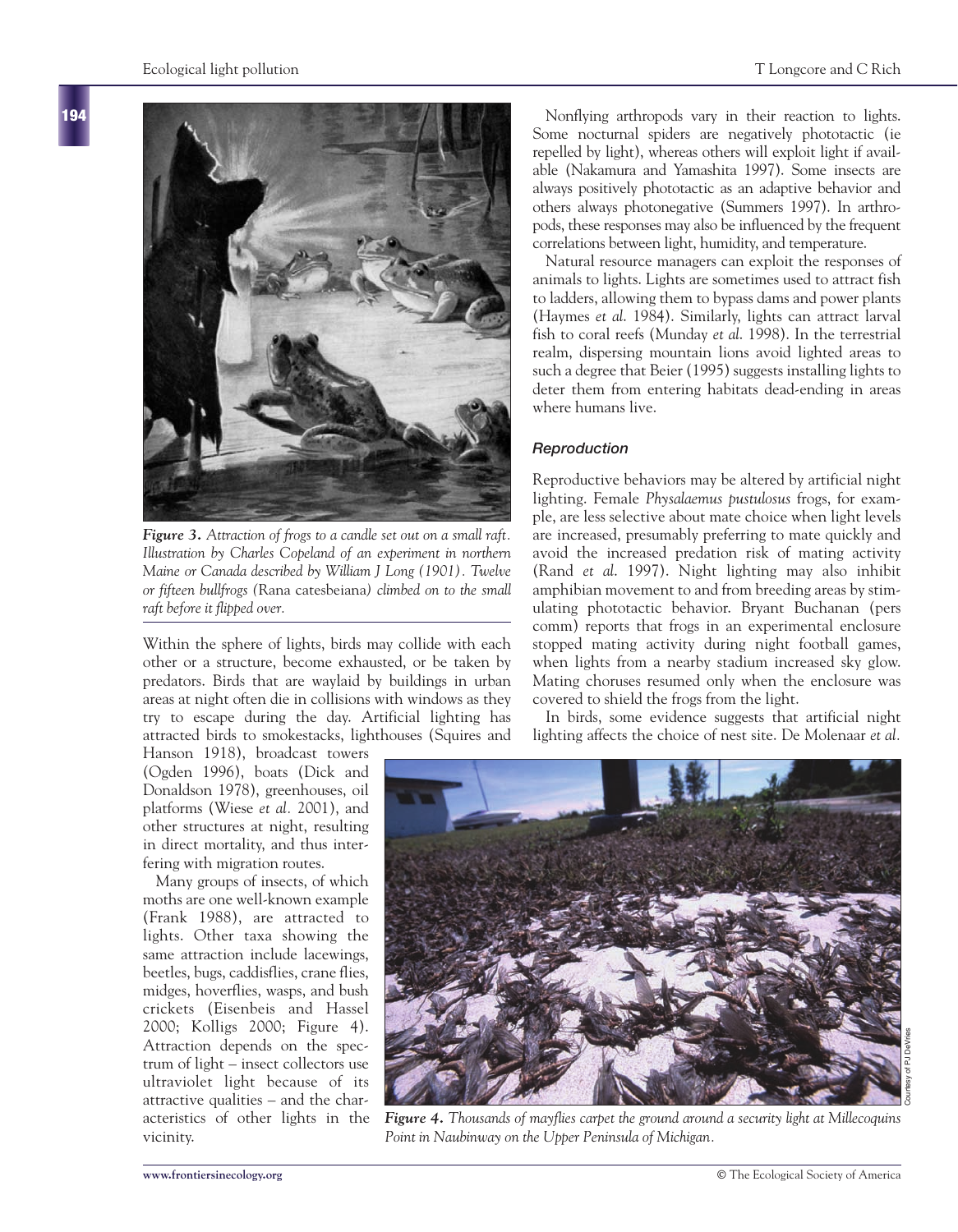*Figure 3. Attraction of frogs to a candle set out on a small raft. Illustration by Charles Copeland of an experiment in northern Maine or Canada described by William J Long (1901). Twelve or fifteen bullfrogs (Rana catesbeiana) climbed on to the small raft before it flipped over.*

Within the sphere of lights, birds may collide with each other or a structure, become exhausted, or be taken by predators. Birds that are waylaid by buildings in urban areas at night often die in collisions with windows as they try to escape during the day. Artificial lighting has attracted birds to smokestacks, lighthouses (Squires and Hanson 1918), broadcast towers (Ogden 1996), boats (Dick and Donaldson 1978), greenhouses, oil platforms (Wiese *et al.* 2001), and other structures at night, resulting in direct mortality, and thus interfering with migration routes.

Many groups of insects, of which moths are one well-known example (Frank 1988), are attracted to lights. Other taxa showing the same attraction include lacewings, beetles, bugs, caddisflies, crane flies, midges, hoverflies, wasps, and bush crickets (Eisenbeis and Hassel 2000; Kolligs 2000; Figure 4). Attraction depends on the spectrum of light – insect collectors use ultraviolet light because of its attractive qualities – and the characteristics of other lights in the vicinity.

Nonflying arthropods vary in their reaction to lights. Some nocturnal spiders are negatively phototactic (ie repelled by light), whereas others will exploit light if available (Nakamura and Yamashita 1997). Some insects are always positively phototactic as an adaptive behavior and others always photonegative (Summers 1997). In arthropods, these responses may also be influenced by the frequent correlations between light, humidity, and temperature.

Natural resource managers can exploit the responses of animals to lights. Lights are sometimes used to attract fish to ladders, allowing them to bypass dams and power plants (Haymes *et al.* 1984). Similarly, lights can attract larval fish to coral reefs (Munday *et al.* 1998). In the terrestrial realm, dispersing mountain lions avoid lighted areas to such a degree that Beier (1995) suggests installing lights to deter them from entering habitats dead-ending in areas where humans live.

### *Reproduction*

Reproductive behaviors may be altered by artificial night lighting. Female *Physalaemus pustulosus* frogs, for example, are less selective about mate choice when light levels are increased, presumably preferring to mate quickly and avoid the increased predation risk of mating activity (Rand *et al.* 1997). Night lighting may also inhibit amphibian movement to and from breeding areas by stimulating phototactic behavior. Bryant Buchanan (pers comm) reports that frogs in an experimental enclosure stopped mating activity during night football games, when lights from a nearby stadium increased sky glow. Mating choruses resumed only when the enclosure was covered to shield the frogs from the light.

In birds, some evidence suggests that artificial night lighting affects the choice of nest site. De Molenaar *et al.*

*Figure 4. Thousands of mayflies carpet the ground around a security light at Millecoquins Point in Naubinway on the Upper Peninsula of Michigan.*

Courtesy of PJ DeVries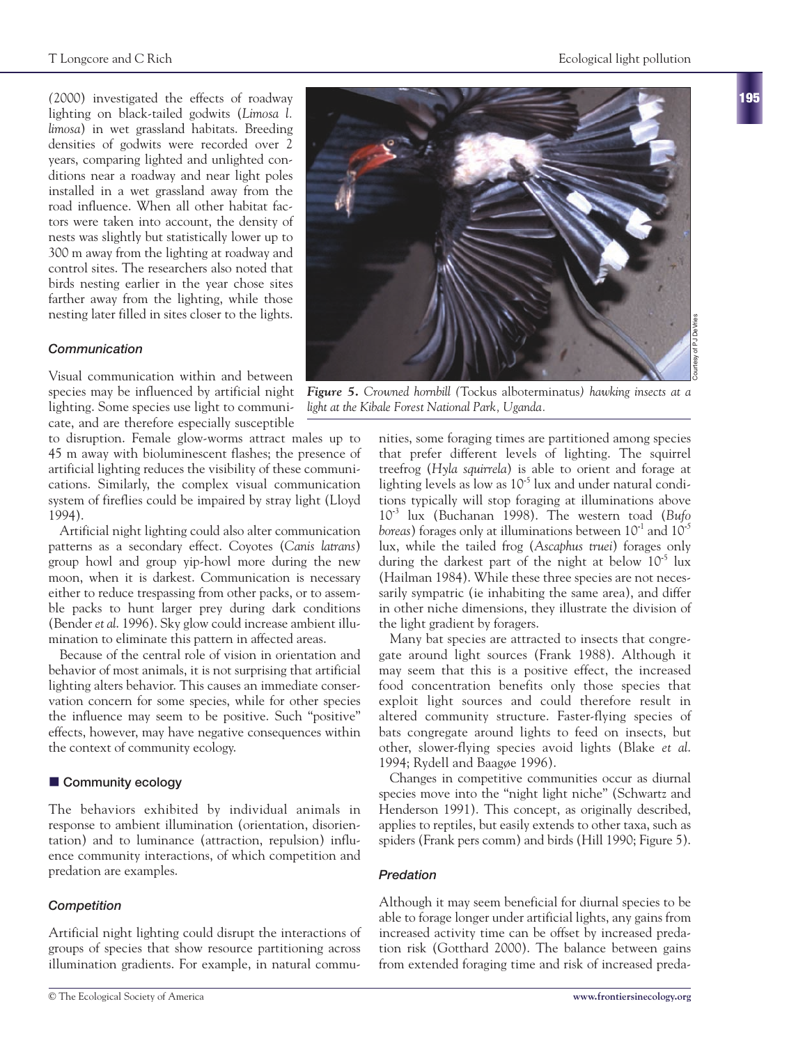(2000) investigated the effects of roadway lighting on black-tailed godwits (*Limosa l. limosa*) in wet grassland habitats. Breeding densities of godwits were recorded over 2 years, comparing lighted and unlighted conditions near a roadway and near light poles installed in a wet grassland away from the road influence. When all other habitat factors were taken into account, the density of nests was slightly but statistically lower up to 300 m away from the lighting at roadway and control sites. The researchers also noted that birds nesting earlier in the year chose sites farther away from the lighting, while those nesting later filled in sites closer to the lights.

### *Communication*

Visual communication within and between species may be influenced by artificial night lighting. Some species use light to communicate, and are therefore especially susceptible to disruption. Female glow-worms attract males up to 45 m away with bioluminescent flashes; the presence of artificial lighting reduces the visibility of these communications. Similarly, the complex visual communication system of fireflies could be impaired by stray light (Lloyd 1994).

Artificial night lighting could also alter communication patterns as a secondary effect. Coyotes (*Canis latrans*) group howl and group yip-howl more during the new moon, when it is darkest. Communication is necessary either to reduce trespassing from other packs, or to assemble packs to hunt larger prey during dark conditions (Bender *et al*. 1996). Sky glow could increase ambient illumination to eliminate this pattern in affected areas.

Because of the central role of vision in orientation and behavior of most animals, it is not surprising that artificial lighting alters behavior. This causes an immediate conservation concern for some species, while for other species the influence may seem to be positive. Such "positive" effects, however, may have negative consequences within the context of community ecology.

## Community ecology

The behaviors exhibited by individual animals in response to ambient illumination (orientation, disorientation) and to luminance (attraction, repulsion) influence community interactions, of which competition and predation are examples.

### *Competition*

Artificial night lighting could disrupt the interactions of groups of species that show resource partitioning across illumination gradients. For example, in natural communities, some foraging times are partitioned among species that prefer different levels of lighting. The squirrel treefrog (*Hyla squirrela*) is able to orient and forage at lighting levels as low as $10^{-5}$ lux and under natural conditions typically will stop foraging at illuminations above $10^{-3}$ lux (Buchanan 1998). The western toad (*Bufo boreas*) forages only at illuminations between $10^{-1}$ and $10^{-5}$ lux, while the tailed frog (*Ascaphus truei*) forages only during the darkest part of the night at below $10^{-5}$ lux (Hailman 1984). While these three species are not necessarily sympatric (ie inhabiting the same area), and differ in other niche dimensions, they illustrate the division of the light gradient by foragers.

*Figure 5. Crowned hornbill (*Tockus alboterminatus*) hawking insects at a light at the Kibale Forest National Park, Uganda.*

Courtesy of P J DeVries

Many bat species are attracted to insects that congregate around light sources (Frank 1988). Although it may seem that this is a positive effect, the increased food concentration benefits only those species that exploit light sources and could therefore result in altered community structure. Faster-flying species of bats congregate around lights to feed on insects, but other, slower-flying species avoid lights (Blake *et al*. 1994; Rydell and Baagøe 1996).

Changes in competitive communities occur as diurnal species move into the "night light niche" (Schwartz and Henderson 1991). This concept, as originally described, applies to reptiles, but easily extends to other taxa, such as spiders (Frank pers comm) and birds (Hill 1990; Figure 5).

### *Predation*

Although it may seem beneficial for diurnal species to be able to forage longer under artificial lights, any gains from increased activity time can be offset by increased predation risk (Gotthard 2000). The balance between gains from extended foraging time and risk of increased preda-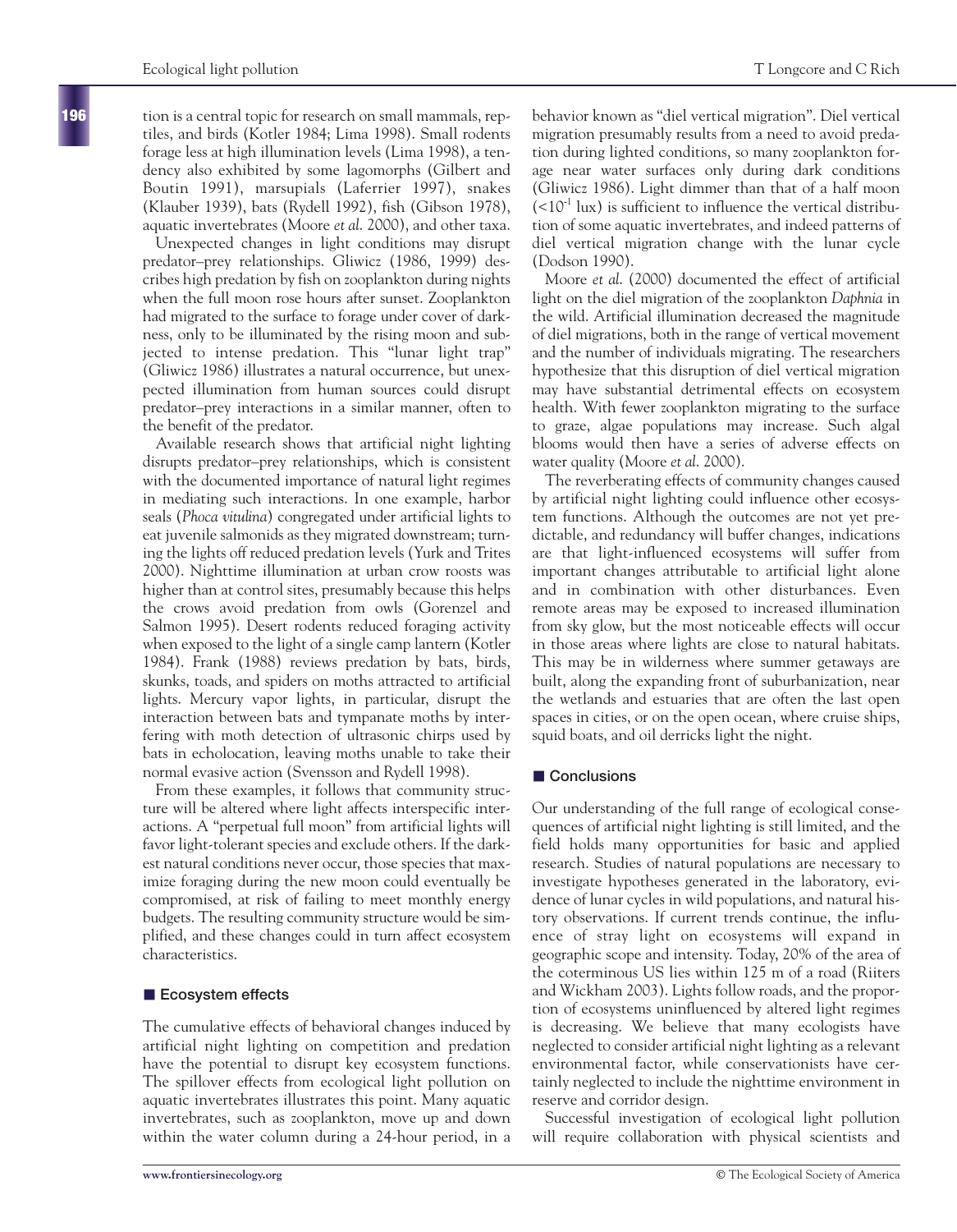tion is a central topic for research on small mammals, reptiles, and birds (Kotler 1984; Lima 1998). Small rodents forage less at high illumination levels (Lima 1998), a tendency also exhibited by some lagomorphs (Gilbert and Boutin 1991), marsupials (Laferrier 1997), snakes (Klauber 1939), bats (Rydell 1992), fish (Gibson 1978), aquatic invertebrates (Moore *et al.* 2000), and other taxa.

Unexpected changes in light conditions may disrupt predator–prey relationships. Gliwicz (1986, 1999) describes high predation by fish on zooplankton during nights when the full moon rose hours after sunset. Zooplankton had migrated to the surface to forage under cover of darkness, only to be illuminated by the rising moon and subjected to intense predation. This "lunar light trap" (Gliwicz 1986) illustrates a natural occurrence, but unexpected illumination from human sources could disrupt predator–prey interactions in a similar manner, often to the benefit of the predator.

Available research shows that artificial night lighting disrupts predator–prey relationships, which is consistent with the documented importance of natural light regimes in mediating such interactions. In one example, harbor seals (*Phoca vitulina*) congregated under artificial lights to eat juvenile salmonids as they migrated downstream; turning the lights off reduced predation levels (Yurk and Trites 2000). Nighttime illumination at urban crow roosts was higher than at control sites, presumably because this helps the crows avoid predation from owls (Gorenzel and Salmon 1995). Desert rodents reduced foraging activity when exposed to the light of a single camp lantern (Kotler 1984). Frank (1988) reviews predation by bats, birds, skunks, toads, and spiders on moths attracted to artificial lights. Mercury vapor lights, in particular, disrupt the interaction between bats and tympanate moths by interfering with moth detection of ultrasonic chirps used by bats in echolocation, leaving moths unable to take their normal evasive action (Svensson and Rydell 1998).

From these examples, it follows that community structure will be altered where light affects interspecific interactions. A "perpetual full moon" from artificial lights will favor light-tolerant species and exclude others. If the darkest natural conditions never occur, those species that maximize foraging during the new moon could eventually be compromised, at risk of failing to meet monthly energy budgets. The resulting community structure would be simplified, and these changes could in turn affect ecosystem characteristics.

## Ecosystem effects

The cumulative effects of behavioral changes induced by artificial night lighting on competition and predation have the potential to disrupt key ecosystem functions. The spillover effects from ecological light pollution on aquatic invertebrates illustrates this point. Many aquatic invertebrates, such as zooplankton, move up and down within the water column during a 24-hour period, in a behavior known as "diel vertical migration". Diel vertical migration presumably results from a need to avoid predation during lighted conditions, so many zooplankton forage near water surfaces only during dark conditions (Gliwicz 1986). Light dimmer than that of a half moon ($<10^{-1}$ lux) is sufficient to influence the vertical distribution of some aquatic invertebrates, and indeed patterns of diel vertical migration change with the lunar cycle (Dodson 1990).

Moore *et al.* (2000) documented the effect of artificial light on the diel migration of the zooplankton *Daphnia* in the wild. Artificial illumination decreased the magnitude of diel migrations, both in the range of vertical movement and the number of individuals migrating. The researchers hypothesize that this disruption of diel vertical migration may have substantial detrimental effects on ecosystem health. With fewer zooplankton migrating to the surface to graze, algae populations may increase. Such algal blooms would then have a series of adverse effects on water quality (Moore *et al.* 2000).

The reverberating effects of community changes caused by artificial night lighting could influence other ecosystem functions. Although the outcomes are not yet predictable, and redundancy will buffer changes, indications are that light-influenced ecosystems will suffer from important changes attributable to artificial light alone and in combination with other disturbances. Even remote areas may be exposed to increased illumination from sky glow, but the most noticeable effects will occur in those areas where lights are close to natural habitats. This may be in wilderness where summer getaways are built, along the expanding front of suburbanization, near the wetlands and estuaries that are often the last open spaces in cities, or on the open ocean, where cruise ships, squid boats, and oil derricks light the night.

## Conclusions

Our understanding of the full range of ecological consequences of artificial night lighting is still limited, and the field holds many opportunities for basic and applied research. Studies of natural populations are necessary to investigate hypotheses generated in the laboratory, evidence of lunar cycles in wild populations, and natural history observations. If current trends continue, the influence of stray light on ecosystems will expand in geographic scope and intensity. Today, 20% of the area of the coterminous US lies within 125 m of a road (Riiters and Wickham 2003). Lights follow roads, and the proportion of ecosystems uninfluenced by altered light regimes is decreasing. We believe that many ecologists have neglected to consider artificial night lighting as a relevant environmental factor, while conservationists have certainly neglected to include the nighttime environment in reserve and corridor design.

Successful investigation of ecological light pollution will require collaboration with physical scientists and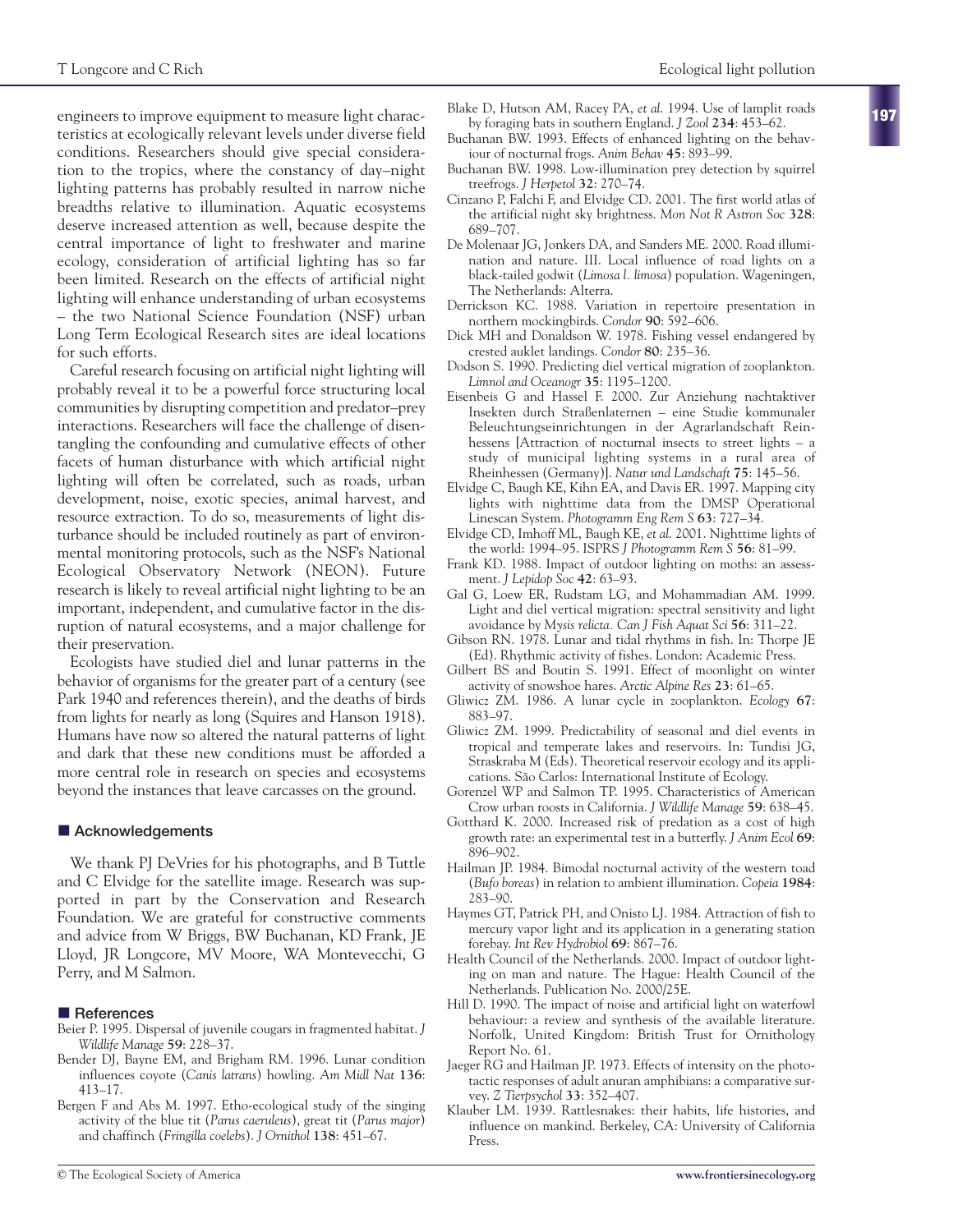engineers to improve equipment to measure light characteristics at ecologically relevant levels under diverse field conditions. Researchers should give special consideration to the tropics, where the constancy of day–night lighting patterns has probably resulted in narrow niche breadths relative to illumination. Aquatic ecosystems deserve increased attention as well, because despite the central importance of light to freshwater and marine ecology, consideration of artificial lighting has so far been limited. Research on the effects of artificial night lighting will enhance understanding of urban ecosystems – the two National Science Foundation (NSF) urban Long Term Ecological Research sites are ideal locations for such efforts.

Careful research focusing on artificial night lighting will probably reveal it to be a powerful force structuring local communities by disrupting competition and predator–prey interactions. Researchers will face the challenge of disentangling the confounding and cumulative effects of other facets of human disturbance with which artificial night lighting will often be correlated, such as roads, urban development, noise, exotic species, animal harvest, and resource extraction. To do so, measurements of light disturbance should be included routinely as part of environmental monitoring protocols, such as the NSF's National Ecological Observatory Network (NEON). Future research is likely to reveal artificial night lighting to be an important, independent, and cumulative factor in the disruption of natural ecosystems, and a major challenge for their preservation.

Ecologists have studied diel and lunar patterns in the behavior of organisms for the greater part of a century (see Park 1940 and references therein), and the deaths of birds from lights for nearly as long (Squires and Hanson 1918). Humans have now so altered the natural patterns of light and dark that these new conditions must be afforded a more central role in research on species and ecosystems beyond the instances that leave carcasses on the ground.

## Acknowledgements

We thank PJ DeVries for his photographs, and B Tuttle and C Elvidge for the satellite image. Research was supported in part by the Conservation and Research Foundation. We are grateful for constructive comments and advice from W Briggs, BW Buchanan, KD Frank, JE Lloyd, JR Longcore, MV Moore, WA Montevecchi, G Perry, and M Salmon.

## References

Beier P. 1995. Dispersal of juvenile cougars in fragmented habitat. *J Wildlife Manage* **59**: 228–37.

Bender DJ, Bayne EM, and Brigham RM. 1996. Lunar condition influences coyote (*Canis latrans*) howling. *Am Midl Nat* **136**: 413–17.

Bergen F and Abs M. 1997. Etho-ecological study of the singing activity of the blue tit (*Parus caeruleus*), great tit (*Parus major*) and chaffinch (*Fringilla coelebs*). *J Ornithol* **138**: 451–67.

Blake D, Hutson AM, Racey PA, *et al.* 1994. Use of lamplit roads by foraging bats in southern England. *J Zool* **234**: 453–62.

Buchanan BW. 1993. Effects of enhanced lighting on the behaviour of nocturnal frogs. *Anim Behav* **45**: 893–99.

Buchanan BW. 1998. Low-illumination prey detection by squirrel treefrogs. *J Herpetol* **32**: 270–74.

Cinzano P, Falchi F, and Elvidge CD. 2001. The first world atlas of the artificial night sky brightness. *Mon Not R Astron Soc* **328**: 689–707.

De Molenaar JG, Jonkers DA, and Sanders ME. 2000. Road illumination and nature. III. Local influence of road lights on a black-tailed godwit (*Limosa l. limosa*) population. Wageningen, The Netherlands: Alterra.

Derrickson KC. 1988. Variation in repertoire presentation in northern mockingbirds. *Condor* **90**: 592–606.

Dick MH and Donaldson W. 1978. Fishing vessel endangered by crested auklet landings. *Condor* **80**: 235–36.

Dodson S. 1990. Predicting diel vertical migration of zooplankton. *Limnol and Oceanogr* **35**: 1195–1200.

Eisenbeis G and Hassel F. 2000. Zur Anziehung nachtaktiver Insekten durch Straßenlaternen – eine Studie kommunaler Beleuchtungseinrichtungen in der Agrarlandschaft Rheinhessens [Attraction of nocturnal insects to street lights – a study of municipal lighting systems in a rural area of Rheinhessen (Germany)]. *Natur und Landschaft* **75**: 145–56.

Elvidge C, Baugh KE, Kihn EA, and Davis ER. 1997. Mapping city lights with nighttime data from the DMSP Operational Linescan System. *Photogramm Eng Rem S* **63**: 727–34.

Elvidge CD, Imhoff ML, Baugh KE, *et al.* 2001. Nighttime lights of the world: 1994–95. ISPRS *J Photogramm Rem S* **56**: 81–99.

Frank KD. 1988. Impact of outdoor lighting on moths: an assessment. *J Lepidop Soc* **42**: 63–93.

Gal G, Loew ER, Rudstam LG, and Mohammadian AM. 1999. Light and diel vertical migration: spectral sensitivity and light avoidance by *Mysis relicta*. *Can J Fish Aquat Sci* **56**: 311–22.

Gibson RN. 1978. Lunar and tidal rhythms in fish. In: Thorpe JE (Ed). Rhythmic activity of fishes. London: Academic Press.

Gilbert BS and Boutin S. 1991. Effect of moonlight on winter activity of snowshoe hares. *Arctic Alpine Res* **23**: 61–65.

Gliwicz ZM. 1986. A lunar cycle in zooplankton. *Ecology* **67**: 883–97.

Gliwicz ZM. 1999. Predictability of seasonal and diel events in tropical and temperate lakes and reservoirs. In: Tundisi JG, Straskraba M (Eds). Theoretical reservoir ecology and its applications. São Carlos: International Institute of Ecology.

Gorenzel WP and Salmon TP. 1995. Characteristics of American Crow urban roosts in California. *J Wildlife Manage* **59**: 638–45.

Gotthard K. 2000. Increased risk of predation as a cost of high growth rate: an experimental test in a butterfly. *J Anim Ecol* **69**: 896–902.

Hailman JP. 1984. Bimodal nocturnal activity of the western toad (*Bufo boreas*) in relation to ambient illumination. *Copeia* **1984**: 283–90.

Haymes GT, Patrick PH, and Onisto LJ. 1984. Attraction of fish to mercury vapor light and its application in a generating station forebay. *Int Rev Hydrobiol* **69**: 867–76.

Health Council of the Netherlands. 2000. Impact of outdoor lighting on man and nature. The Hague: Health Council of the Netherlands. Publication No. 2000/25E.

Hill D. 1990. The impact of noise and artificial light on waterfowl behaviour: a review and synthesis of the available literature. Norfolk, United Kingdom: British Trust for Ornithology Report No. 61.

Jaeger RG and Hailman JP. 1973. Effects of intensity on the phototactic responses of adult anuran amphibians: a comparative survey. *Z Tierpsychol* **33**: 352–407.

Klauber LM. 1939. Rattlesnakes: their habits, life histories, and influence on mankind. Berkeley, CA: University of California Press.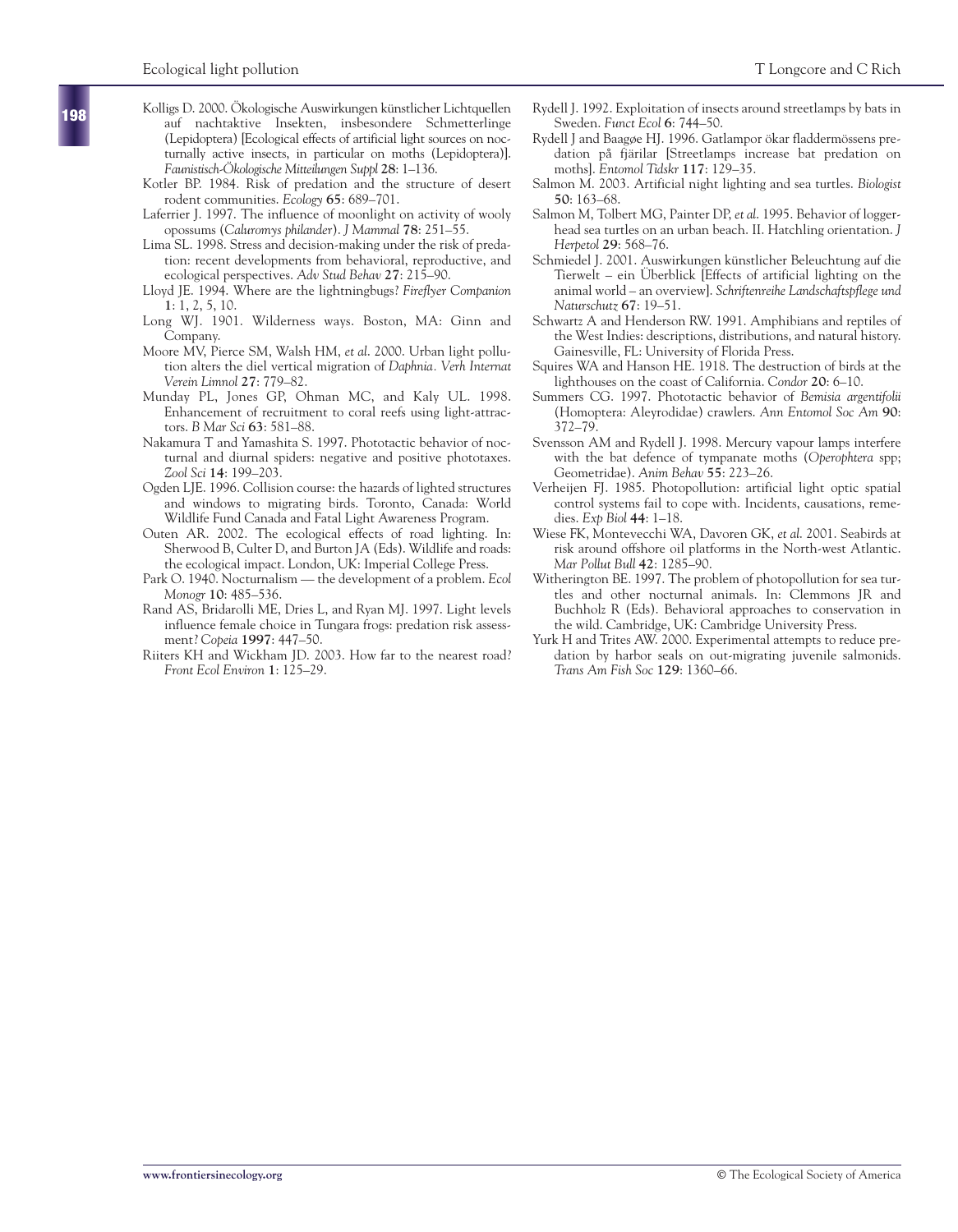Kolligs D. 2000. Ökologische Auswirkungen künstlicher Lichtquellen auf nachtaktive Insekten, insbesondere Schmetterlinge (Lepidoptera) [Ecological effects of artificial light sources on nocturnally active insects, in particular on moths (Lepidoptera)]. *Faunistisch-Ökologische Mitteilungen Suppl* **28**: 1–136.

Kotler BP. 1984. Risk of predation and the structure of desert rodent communities. *Ecology* **65**: 689–701.

Laferrier J. 1997. The influence of moonlight on activity of wooly opossums (*Caluromys philander*). *J Mammal* **78**: 251–55.

Lima SL. 1998. Stress and decision-making under the risk of predation: recent developments from behavioral, reproductive, and ecological perspectives. *Adv Stud Behav* **27**: 215–90.

Lloyd JE. 1994. Where are the lightningbugs? *Fireflyer Companion* **1**: 1, 2, 5, 10.

Long WJ. 1901. Wilderness ways. Boston, MA: Ginn and Company.

Moore MV, Pierce SM, Walsh HM, *et al*. 2000. Urban light pollution alters the diel vertical migration of *Daphnia*. *Verh Internat Verein Limnol* **27**: 779–82.

Munday PL, Jones GP, Ohman MC, and Kaly UL. 1998. Enhancement of recruitment to coral reefs using light-attractors. *B Mar Sci* **63**: 581–88.

Nakamura T and Yamashita S. 1997. Phototactic behavior of nocturnal and diurnal spiders: negative and positive phototaxes. *Zool Sci* **14**: 199–203.

Ogden LJE. 1996. Collision course: the hazards of lighted structures and windows to migrating birds. Toronto, Canada: World Wildlife Fund Canada and Fatal Light Awareness Program.

Outen AR. 2002. The ecological effects of road lighting. In: Sherwood B, Culter D, and Burton JA (Eds). Wildlife and roads: the ecological impact. London, UK: Imperial College Press.

Park O. 1940. Nocturnalism — the development of a problem. *Ecol Monogr* **10**: 485–536.

Rand AS, Bridarolli ME, Dries L, and Ryan MJ. 1997. Light levels influence female choice in Tungara frogs: predation risk assessment? *Copeia* **1997**: 447–50.

Riiters KH and Wickham JD. 2003. How far to the nearest road? *Front Ecol Environ* **1**: 125–29.

Rydell J. 1992. Exploitation of insects around streetlamps by bats in Sweden. *Funct Ecol* **6**: 744–50.

Rydell J and Baagøe HJ. 1996. Gatlampor ökar fladdermössens predation på fjärilar [Streetlamps increase bat predation on moths]. *Entomol Tidskr* **117**: 129–35.

Salmon M. 2003. Artificial night lighting and sea turtles. *Biologist* **50**: 163–68.

Salmon M, Tolbert MG, Painter DP, *et al*. 1995. Behavior of loggerhead sea turtles on an urban beach. II. Hatchling orientation. *J Herpetol* **29**: 568–76.

Schmiedel J. 2001. Auswirkungen künstlicher Beleuchtung auf die Tierwelt – ein Überblick [Effects of artificial lighting on the animal world – an overview]. *Schriftenreihe Landschaftspflege und Naturschutz* **67**: 19–51.

Schwartz A and Henderson RW. 1991. Amphibians and reptiles of the West Indies: descriptions, distributions, and natural history. Gainesville, FL: University of Florida Press.

Squires WA and Hanson HE. 1918. The destruction of birds at the lighthouses on the coast of California. *Condor* **20**: 6–10.

Summers CG. 1997. Phototactic behavior of *Bemisia argentifolii* (Homoptera: Aleyrodidae) crawlers. *Ann Entomol Soc Am* **90**: 372–79.

Svensson AM and Rydell J. 1998. Mercury vapour lamps interfere with the bat defence of tympanate moths (*Operophtera* spp; Geometridae). *Anim Behav* **55**: 223–26.

Verheijen FJ. 1985. Photopollution: artificial light optic spatial control systems fail to cope with. Incidents, causations, remedies. *Exp Biol* **44**: 1–18.

Wiese FK, Montevecchi WA, Davoren GK, *et al*. 2001. Seabirds at risk around offshore oil platforms in the North-west Atlantic. *Mar Pollut Bull* **42**: 1285–90.

Witherington BE. 1997. The problem of photopollution for sea turtles and other nocturnal animals. In: Clemmons JR and Buchholz R (Eds). Behavioral approaches to conservation in the wild. Cambridge, UK: Cambridge University Press.

Yurk H and Trites AW. 2000. Experimental attempts to reduce predation by harbor seals on out-migrating juvenile salmonids. *Trans Am Fish Soc* **129**: 1360–66.